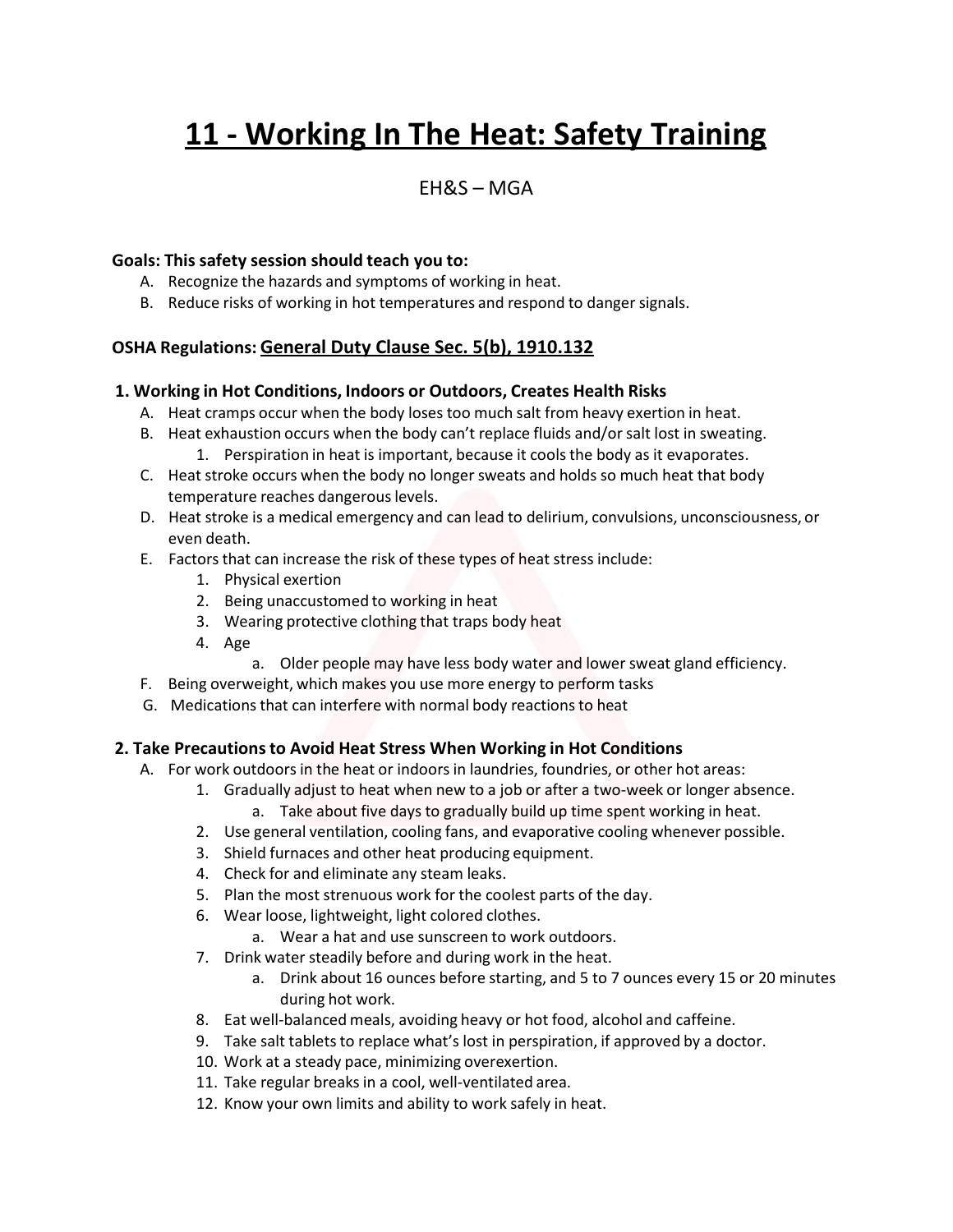# 11 - Working In The Heat: Safety Training

EH&S – MGA

**Goals: This safety session should teach you to:**

A. Recognize the hazards and symptoms of working in heat.
B. Reduce risks of working in hot temperatures and respond to danger signals.

**OSHA Regulations:** <u>**General Duty Clause Sec. 5(b), 1910.132**</u>

### 1. Working in Hot Conditions, Indoors or Outdoors, Creates Health Risks

A. Heat cramps occur when the body loses too much salt from heavy exertion in heat.
B. Heat exhaustion occurs when the body can't replace fluids and/or salt lost in sweating.
   1. Perspiration in heat is important, because it cools the body as it evaporates.
C. Heat stroke occurs when the body no longer sweats and holds so much heat that body temperature reaches dangerous levels.
D. Heat stroke is a medical emergency and can lead to delirium, convulsions, unconsciousness, or even death.
E. Factors that can increase the risk of these types of heat stress include:
   1. Physical exertion
   2. Being unaccustomed to working in heat
   3. Wearing protective clothing that traps body heat
   4. Age
      a. Older people may have less body water and lower sweat gland efficiency.
F. Being overweight, which makes you use more energy to perform tasks
G. Medications that can interfere with normal body reactions to heat

### 2. Take Precautions to Avoid Heat Stress When Working in Hot Conditions

A. For work outdoors in the heat or indoors in laundries, foundries, or other hot areas:
   1. Gradually adjust to heat when new to a job or after a two-week or longer absence.
      a. Take about five days to gradually build up time spent working in heat.
   2. Use general ventilation, cooling fans, and evaporative cooling whenever possible.
   3. Shield furnaces and other heat producing equipment.
   4. Check for and eliminate any steam leaks.
   5. Plan the most strenuous work for the coolest parts of the day.
   6. Wear loose, lightweight, light colored clothes.
      a. Wear a hat and use sunscreen to work outdoors.
   7. Drink water steadily before and during work in the heat.
      a. Drink about 16 ounces before starting, and 5 to 7 ounces every 15 or 20 minutes during hot work.
   8. Eat well-balanced meals, avoiding heavy or hot food, alcohol and caffeine.
   9. Take salt tablets to replace what's lost in perspiration, if approved by a doctor.
   10. Work at a steady pace, minimizing overexertion.
   11. Take regular breaks in a cool, well-ventilated area.
   12. Know your own limits and ability to work safely in heat.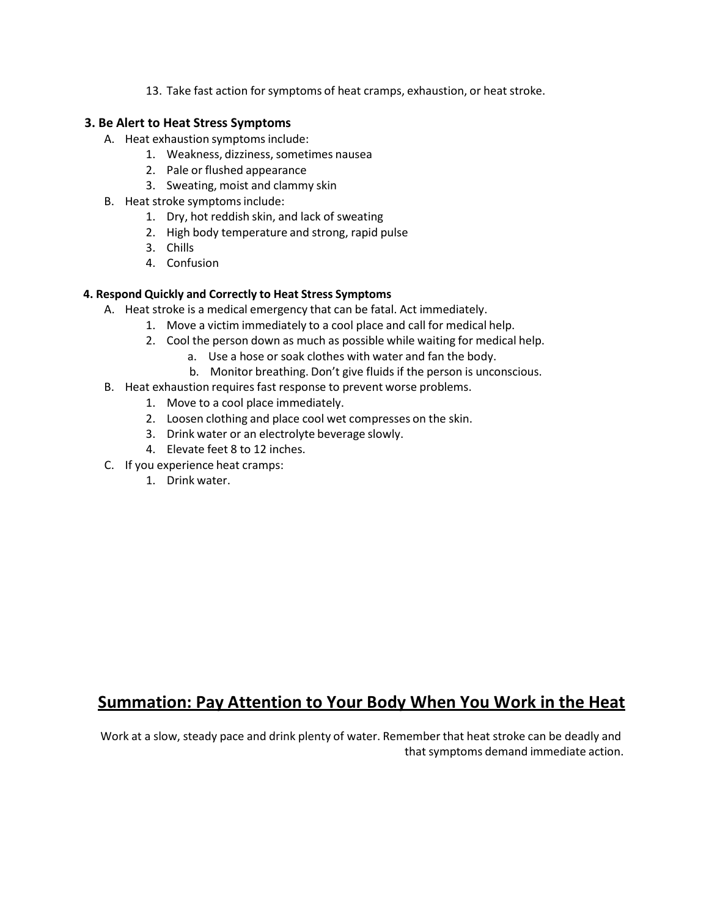13. Take fast action for symptoms of heat cramps, exhaustion, or heat stroke.

**3. Be Alert to Heat Stress Symptoms**

A. Heat exhaustion symptoms include:
   1. Weakness, dizziness, sometimes nausea
   2. Pale or flushed appearance
   3. Sweating, moist and clammy skin

B. Heat stroke symptoms include:
   1. Dry, hot reddish skin, and lack of sweating
   2. High body temperature and strong, rapid pulse
   3. Chills
   4. Confusion

**4. Respond Quickly and Correctly to Heat Stress Symptoms**

A. Heat stroke is a medical emergency that can be fatal. Act immediately.
   1. Move a victim immediately to a cool place and call for medical help.
   2. Cool the person down as much as possible while waiting for medical help.
      a. Use a hose or soak clothes with water and fan the body.
      b. Monitor breathing. Don't give fluids if the person is unconscious.

B. Heat exhaustion requires fast response to prevent worse problems.
   1. Move to a cool place immediately.
   2. Loosen clothing and place cool wet compresses on the skin.
   3. Drink water or an electrolyte beverage slowly.
   4. Elevate feet 8 to 12 inches.

C. If you experience heat cramps:
   1. Drink water.

## <u>Summation: Pay Attention to Your Body When You Work in the Heat</u>

Work at a slow, steady pace and drink plenty of water. Remember that heat stroke can be deadly and that symptoms demand immediate action.